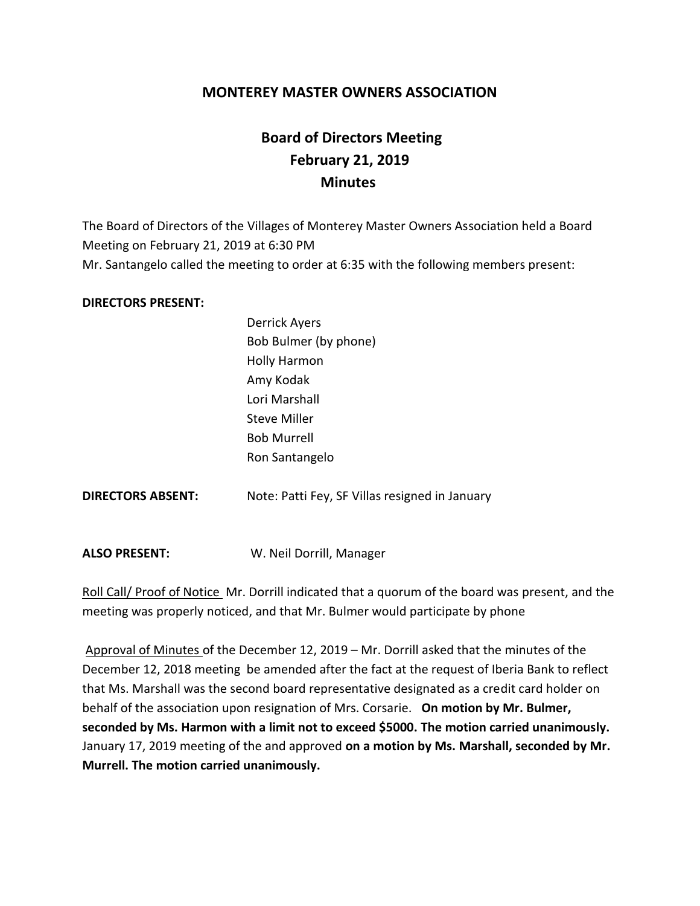## MONTEREY MASTER OWNERS ASSOCIATION

## Board of Directors Meeting
## February 21, 2019
## Minutes

The Board of Directors of the Villages of Monterey Master Owners Association held a Board Meeting on February 21, 2019 at 6:30 PM
Mr. Santangelo called the meeting to order at 6:35 with the following members present:

**DIRECTORS PRESENT:**

Derrick Ayers
Bob Bulmer (by phone)
Holly Harmon
Amy Kodak
Lori Marshall
Steve Miller
Bob Murrell
Ron Santangelo

**DIRECTORS ABSENT:** Note: Patti Fey, SF Villas resigned in January

**ALSO PRESENT:** W. Neil Dorrill, Manager

Roll Call/ Proof of Notice Mr. Dorrill indicated that a quorum of the board was present, and the meeting was properly noticed, and that Mr. Bulmer would participate by phone

Approval of Minutes of the December 12, 2019 – Mr. Dorrill asked that the minutes of the December 12, 2018 meeting be amended after the fact at the request of Iberia Bank to reflect that Ms. Marshall was the second board representative designated as a credit card holder on behalf of the association upon resignation of Mrs. Corsarie. **On motion by Mr. Bulmer, seconded by Ms. Harmon with a limit not to exceed $5000. The motion carried unanimously.** January 17, 2019 meeting of the and approved **on a motion by Ms. Marshall, seconded by Mr. Murrell. The motion carried unanimously.**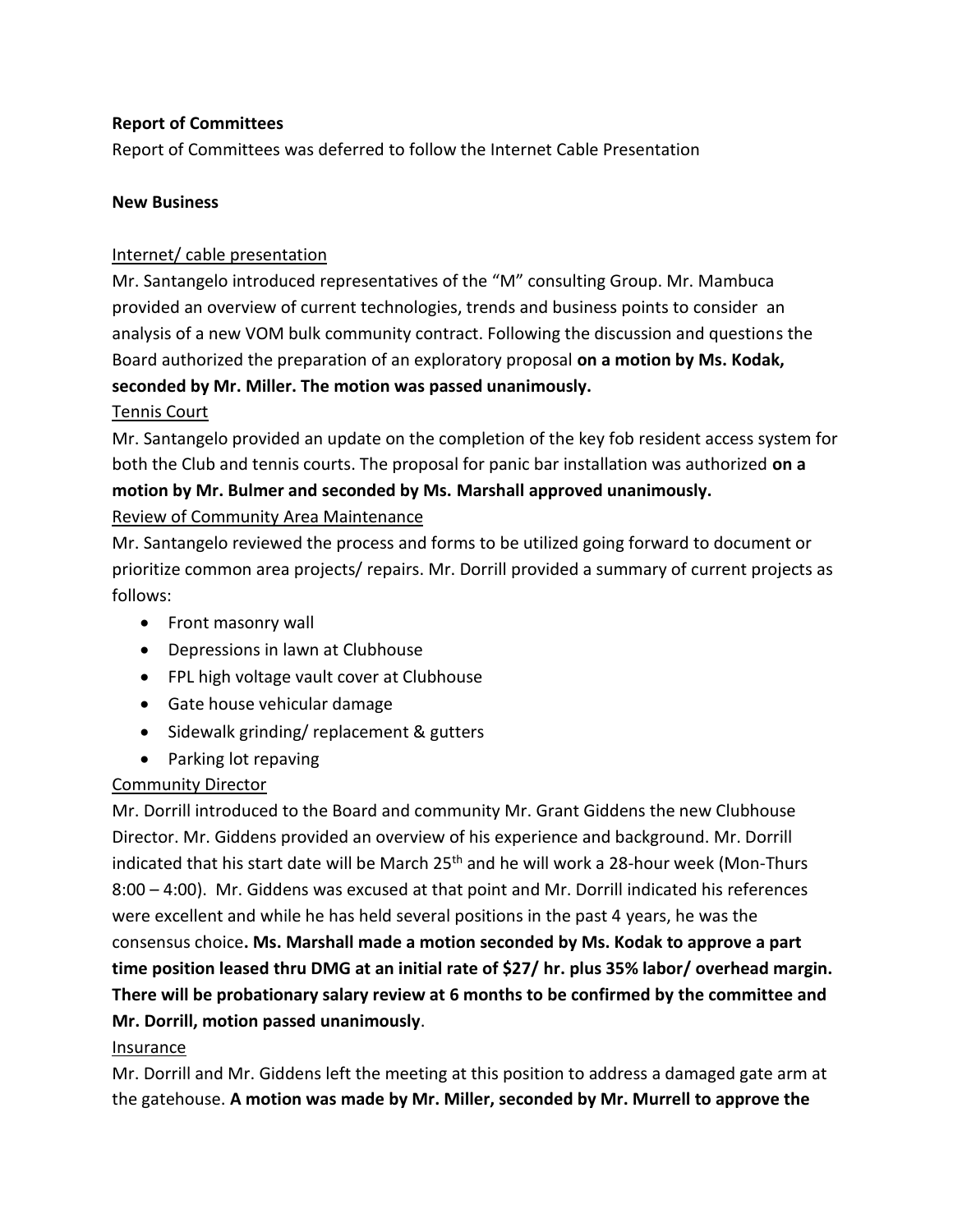**Report of Committees**

Report of Committees was deferred to follow the Internet Cable Presentation

**New Business**

Internet/ cable presentation

Mr. Santangelo introduced representatives of the "M" consulting Group. Mr. Mambuca provided an overview of current technologies, trends and business points to consider an analysis of a new VOM bulk community contract. Following the discussion and questions the Board authorized the preparation of an exploratory proposal **on a motion by Ms. Kodak, seconded by Mr. Miller. The motion was passed unanimously.**

Tennis Court

Mr. Santangelo provided an update on the completion of the key fob resident access system for both the Club and tennis courts. The proposal for panic bar installation was authorized **on a motion by Mr. Bulmer and seconded by Ms. Marshall approved unanimously.**

Review of Community Area Maintenance

Mr. Santangelo reviewed the process and forms to be utilized going forward to document or prioritize common area projects/ repairs. Mr. Dorrill provided a summary of current projects as follows:

- Front masonry wall
- Depressions in lawn at Clubhouse
- FPL high voltage vault cover at Clubhouse
- Gate house vehicular damage
- Sidewalk grinding/ replacement & gutters
- Parking lot repaving

Community Director

Mr. Dorrill introduced to the Board and community Mr. Grant Giddens the new Clubhouse Director. Mr. Giddens provided an overview of his experience and background. Mr. Dorrill indicated that his start date will be March 25th and he will work a 28-hour week (Mon-Thurs 8:00 – 4:00). Mr. Giddens was excused at that point and Mr. Dorrill indicated his references were excellent and while he has held several positions in the past 4 years, he was the consensus choice**. Ms. Marshall made a motion seconded by Ms. Kodak to approve a part time position leased thru DMG at an initial rate of $27/ hr. plus 35% labor/ overhead margin. There will be probationary salary review at 6 months to be confirmed by the committee and Mr. Dorrill, motion passed unanimously**.

Insurance

Mr. Dorrill and Mr. Giddens left the meeting at this position to address a damaged gate arm at the gatehouse. **A motion was made by Mr. Miller, seconded by Mr. Murrell to approve the**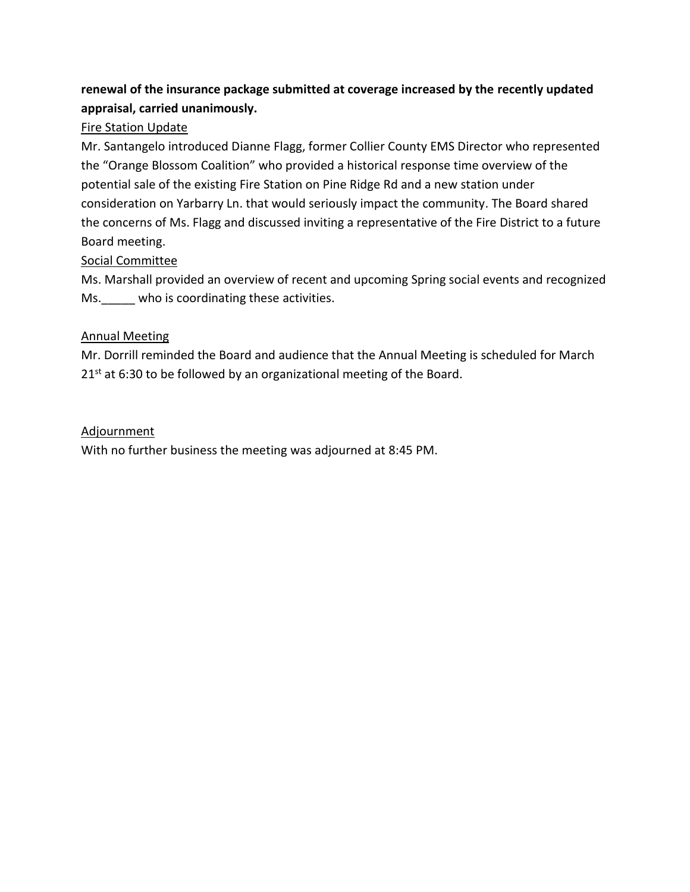**renewal of the insurance package submitted at coverage increased by the recently updated appraisal, carried unanimously.**

<u>Fire Station Update</u>

Mr. Santangelo introduced Dianne Flagg, former Collier County EMS Director who represented the "Orange Blossom Coalition" who provided a historical response time overview of the potential sale of the existing Fire Station on Pine Ridge Rd and a new station under consideration on Yarbarry Ln. that would seriously impact the community. The Board shared the concerns of Ms. Flagg and discussed inviting a representative of the Fire District to a future Board meeting.

<u>Social Committee</u>

Ms. Marshall provided an overview of recent and upcoming Spring social events and recognized Ms._____ who is coordinating these activities.

<u>Annual Meeting</u>

Mr. Dorrill reminded the Board and audience that the Annual Meeting is scheduled for March 21st at 6:30 to be followed by an organizational meeting of the Board.

<u>Adjournment</u>

With no further business the meeting was adjourned at 8:45 PM.